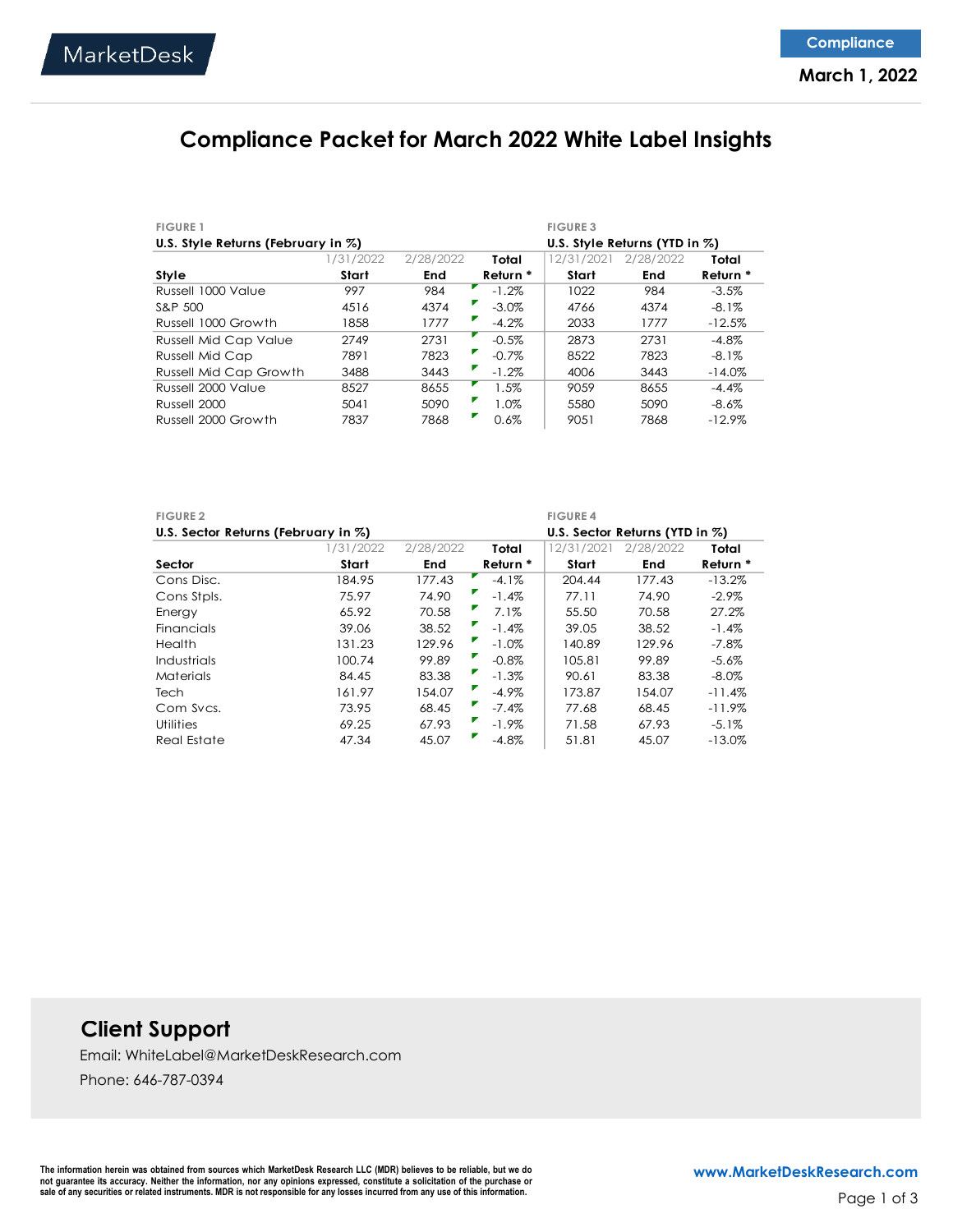MarketDesk

Compliance

**March 1, 2022**

# Compliance Packet for March 2022 White Label Insights

FIGURE 1

**U.S. Style Returns (February in %)**

| Style | 1/31/2022 Start | 2/28/2022 End | Total Return * |
|---|---|---|---|
| Russell 1000 Value | 997 | 984 | -1.2% |
| S&P 500 | 4516 | 4374 | -3.0% |
| Russell 1000 Growth | 1858 | 1777 | -4.2% |
| Russell Mid Cap Value | 2749 | 2731 | -0.5% |
| Russell Mid Cap | 7891 | 7823 | -0.7% |
| Russell Mid Cap Growth | 3488 | 3443 | -1.2% |
| Russell 2000 Value | 8527 | 8655 | 1.5% |
| Russell 2000 | 5041 | 5090 | 1.0% |
| Russell 2000 Growth | 7837 | 7868 | 0.6% |

FIGURE 3

**U.S. Style Returns (YTD in %)**

| Style | 12/31/2021 Start | 2/28/2022 End | Total Return * |
|---|---|---|---|
| Russell 1000 Value | 1022 | 984 | -3.5% |
| S&P 500 | 4766 | 4374 | -8.1% |
| Russell 1000 Growth | 2033 | 1777 | -12.5% |
| Russell Mid Cap Value | 2873 | 2731 | -4.8% |
| Russell Mid Cap | 8522 | 7823 | -8.1% |
| Russell Mid Cap Growth | 4006 | 3443 | -14.0% |
| Russell 2000 Value | 9059 | 8655 | -4.4% |
| Russell 2000 | 5580 | 5090 | -8.6% |
| Russell 2000 Growth | 9051 | 7868 | -12.9% |

FIGURE 2

**U.S. Sector Returns (February in %)**

| Sector | 1/31/2022 Start | 2/28/2022 End | Total Return * |
|---|---|---|---|
| Cons Disc. | 184.95 | 177.43 | -4.1% |
| Cons Stpls. | 75.97 | 74.90 | -1.4% |
| Energy | 65.92 | 70.58 | 7.1% |
| Financials | 39.06 | 38.52 | -1.4% |
| Health | 131.23 | 129.96 | -1.0% |
| Industrials | 100.74 | 99.89 | -0.8% |
| Materials | 84.45 | 83.38 | -1.3% |
| Tech | 161.97 | 154.07 | -4.9% |
| Com Svcs. | 73.95 | 68.45 | -7.4% |
| Utilities | 69.25 | 67.93 | -1.9% |
| Real Estate | 47.34 | 45.07 | -4.8% |

FIGURE 4

**U.S. Sector Returns (YTD in %)**

| Sector | 12/31/2021 Start | 2/28/2022 End | Total Return * |
|---|---|---|---|
| Cons Disc. | 204.44 | 177.43 | -13.2% |
| Cons Stpls. | 77.11 | 74.90 | -2.9% |
| Energy | 55.50 | 70.58 | 27.2% |
| Financials | 39.05 | 38.52 | -1.4% |
| Health | 140.89 | 129.96 | -7.8% |
| Industrials | 105.81 | 99.89 | -5.6% |
| Materials | 90.61 | 83.38 | -8.0% |
| Tech | 173.87 | 154.07 | -11.4% |
| Com Svcs. | 77.68 | 68.45 | -11.9% |
| Utilities | 71.58 | 67.93 | -5.1% |
| Real Estate | 51.81 | 45.07 | -13.0% |

## Client Support

Email: WhiteLabel@MarketDeskResearch.com

Phone: 646-787-0394

**The information herein was obtained from sources which MarketDesk Research LLC (MDR) believes to be reliable, but we do not guarantee its accuracy. Neither the information, nor any opinions expressed, constitute a solicitation of the purchase or sale of any securities or related instruments. MDR is not responsible for any losses incurred from any use of this information.**

www.MarketDeskResearch.com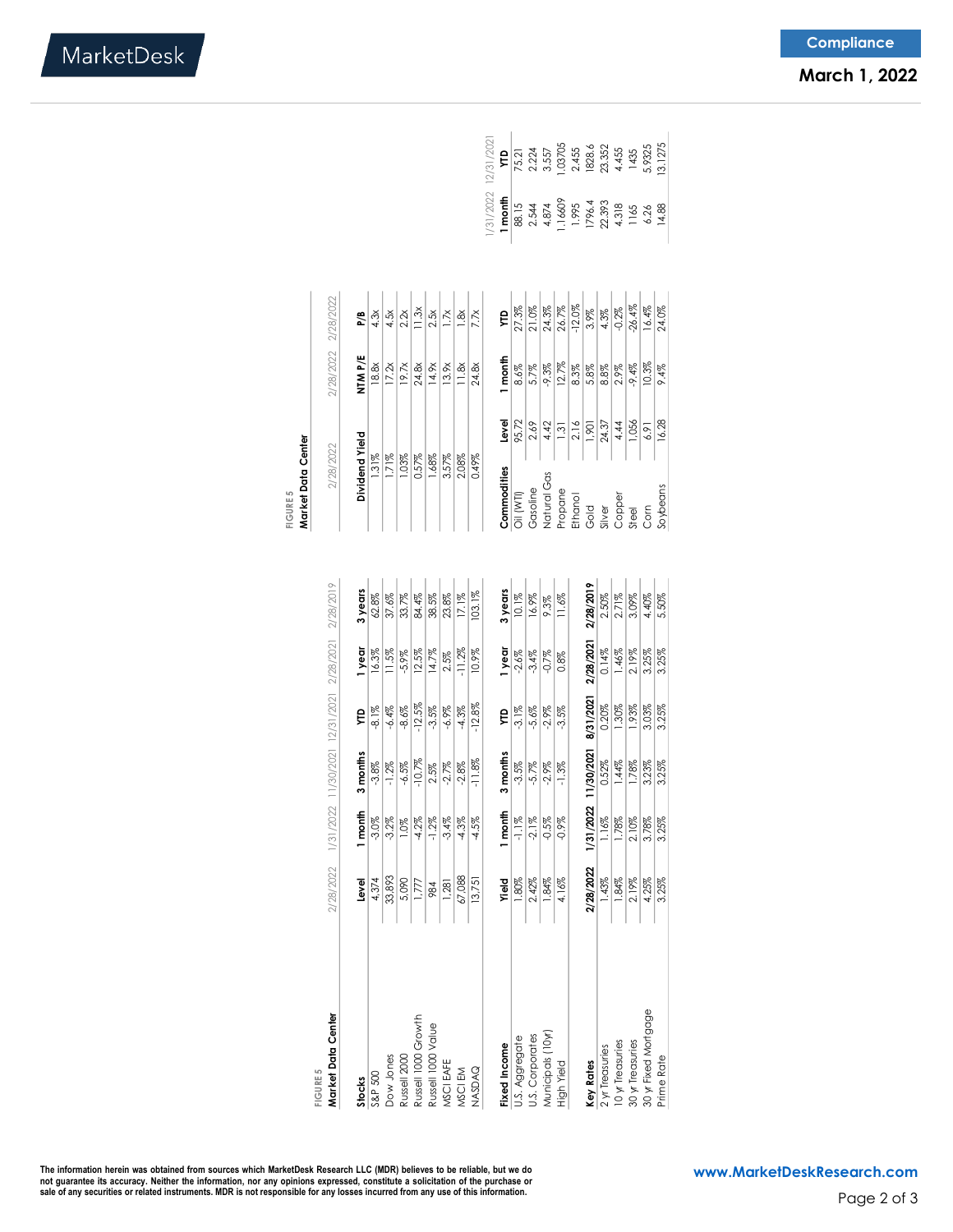FIGURE 5

## Market Data Center

| | 2/28/2022 | 1/31/2022 | 11/30/2021 | 12/31/2021 | 2/28/2021 | 2/28/2019 |
|---|---|---|---|---|---|---|
| **Stocks** | **Level** | **1 month** | **3 months** | **YTD** | **1 year** | **3 years** |
| S&P 500 | 4,374 | -3.0% | -3.8% | -8.1% | 16.3% | 62.8% |
| Dow Jones | 33,893 | -3.2% | -1.2% | -6.4% | 11.5% | 37.6% |
| Russell 2000 | 5,090 | 1.0% | -6.5% | -8.6% | -5.9% | 33.7% |
| Russell 1000 Growth | 1,777 | -4.2% | -10.7% | -12.5% | 12.5% | 84.4% |
| Russell 1000 Value | 984 | -1.2% | 2.5% | -3.5% | 14.7% | 38.5% |
| MSCI EAFE | 1,281 | -3.4% | -2.7% | -6.9% | 2.5% | 23.8% |
| MSCI EM | 67,088 | -4.3% | -2.8% | -4.3% | -11.2% | 17.1% |
| NASDAQ | 13,751 | -4.5% | -11.8% | -12.8% | 10.9% | 103.1% |

| **Fixed Income** | **Yield** | **1 month** | **3 months** | **YTD** | **1 year** | **3 years** |
|---|---|---|---|---|---|---|
| U.S. Aggregate | 1.80% | -1.1% | -3.5% | -3.1% | -2.6% | 10.1% |
| U.S. Corporates | 2.42% | -2.1% | -5.7% | -5.6% | -3.4% | 16.9% |
| Municipals (10yr) | 1.84% | -0.5% | -2.9% | -2.9% | -0.7% | 9.3% |
| High Yield | 4.16% | -0.9% | -1.3% | -3.5% | 0.8% | 11.6% |

| **Key Rates** | **2/28/2022** | **1/31/2022** | **11/30/2021** | **8/31/2021** | **2/28/2021** | **2/28/2019** |
|---|---|---|---|---|---|---|
| 2 yr Treasuries | 1.43% | 1.16% | 0.52% | 0.20% | 0.14% | 2.50% |
| 10 yr Treasuries | 1.84% | 1.78% | 1.44% | 1.30% | 1.46% | 2.71% |
| 30 yr Treasuries | 2.19% | 2.10% | 1.78% | 1.93% | 2.19% | 3.09% |
| 30 yr Fixed Mortgage | 4.25% | 3.78% | 3.23% | 3.03% | 3.25% | 4.40% |
| Prime Rate | 3.25% | 3.25% | 3.25% | 3.25% | 3.25% | 5.50% |

FIGURE 5

## Market Data Center

| 2/28/2022 | 2/28/2022 | 2/28/2022 |
|---|---|---|
| **Dividend Yield** | **NTM P/E** | **P/B** |
| 1.31% | 18.8x | 4.3x |
| 1.71% | 17.2x | 4.5x |
| 1.03% | 19.7x | 2.2x |
| 0.57% | 24.8x | 11.3x |
| 1.68% | 14.9x | 2.5x |
| 3.57% | 13.9x | 1.7x |
| 2.08% | 11.8x | 1.8x |
| 0.49% | 24.8x | 7.7x |

| **Commodities** | **Level** | **1 month** | **YTD** | **1 month** (1/31/2022) | **YTD** (12/31/2021) |
|---|---|---|---|---|---|
| Oil (WTI) | 95.72 | 8.6% | 27.3% | 88.15 | 75.21 |
| Gasoline | 2.69 | 5.7% | 21.0% | 2.544 | 2.224 |
| Natural Gas | 4.42 | -9.3% | 24.3% | 4.874 | 3.557 |
| Propane | 1.31 | 12.7% | 26.7% | 1.16609 | 1.03705 |
| Ethanol | 2.16 | 8.3% | -12.0% | 1.995 | 2.455 |
| Gold | 1,901 | 5.8% | 3.9% | 1796.4 | 1828.6 |
| Silver | 24.37 | 8.8% | 4.3% | 22.393 | 23.352 |
| Copper | 4.44 | 2.9% | -0.2% | 4.318 | 4.455 |
| Steel | 1,056 | -9.4% | -26.4% | 1165 | 1435 |
| Corn | 6.91 | 10.3% | 16.4% | 6.26 | 5.9325 |
| Soybeans | 16.28 | 9.4% | 24.0% | 14.88 | 13.1275 |

The information herein was obtained from sources which MarketDesk Research LLC (MDR) believes to be reliable, but we do not guarantee its accuracy. Neither the information, nor any opinions expressed, constitute a solicitation of the purchase or sale of any securities or related instruments. MDR is not responsible for any losses incurred from any use of this information.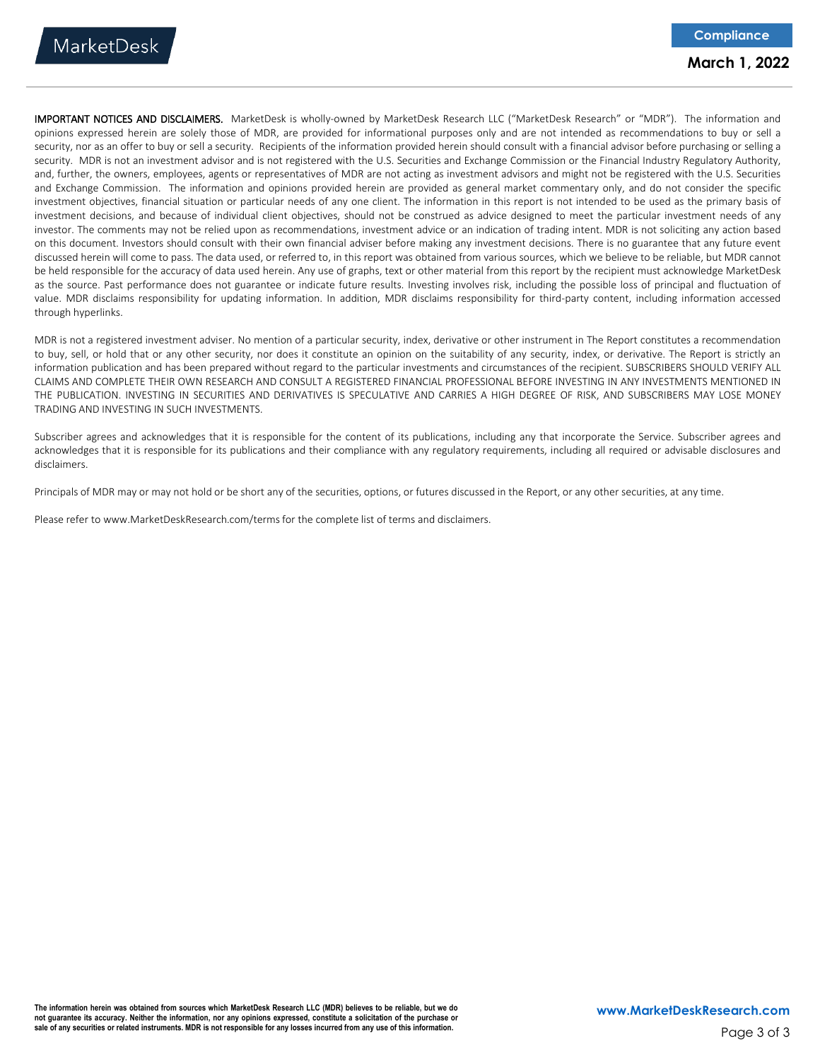**IMPORTANT NOTICES AND DISCLAIMERS.** MarketDesk is wholly-owned by MarketDesk Research LLC ("MarketDesk Research" or "MDR"). The information and opinions expressed herein are solely those of MDR, are provided for informational purposes only and are not intended as recommendations to buy or sell a security, nor as an offer to buy or sell a security. Recipients of the information provided herein should consult with a financial advisor before purchasing or selling a security. MDR is not an investment advisor and is not registered with the U.S. Securities and Exchange Commission or the Financial Industry Regulatory Authority, and, further, the owners, employees, agents or representatives of MDR are not acting as investment advisors and might not be registered with the U.S. Securities and Exchange Commission. The information and opinions provided herein are provided as general market commentary only, and do not consider the specific investment objectives, financial situation or particular needs of any one client. The information in this report is not intended to be used as the primary basis of investment decisions, and because of individual client objectives, should not be construed as advice designed to meet the particular investment needs of any investor. The comments may not be relied upon as recommendations, investment advice or an indication of trading intent. MDR is not soliciting any action based on this document. Investors should consult with their own financial adviser before making any investment decisions. There is no guarantee that any future event discussed herein will come to pass. The data used, or referred to, in this report was obtained from various sources, which we believe to be reliable, but MDR cannot be held responsible for the accuracy of data used herein. Any use of graphs, text or other material from this report by the recipient must acknowledge MarketDesk as the source. Past performance does not guarantee or indicate future results. Investing involves risk, including the possible loss of principal and fluctuation of value. MDR disclaims responsibility for updating information. In addition, MDR disclaims responsibility for third-party content, including information accessed through hyperlinks.

MDR is not a registered investment adviser. No mention of a particular security, index, derivative or other instrument in The Report constitutes a recommendation to buy, sell, or hold that or any other security, nor does it constitute an opinion on the suitability of any security, index, or derivative. The Report is strictly an information publication and has been prepared without regard to the particular investments and circumstances of the recipient. SUBSCRIBERS SHOULD VERIFY ALL CLAIMS AND COMPLETE THEIR OWN RESEARCH AND CONSULT A REGISTERED FINANCIAL PROFESSIONAL BEFORE INVESTING IN ANY INVESTMENTS MENTIONED IN THE PUBLICATION. INVESTING IN SECURITIES AND DERIVATIVES IS SPECULATIVE AND CARRIES A HIGH DEGREE OF RISK, AND SUBSCRIBERS MAY LOSE MONEY TRADING AND INVESTING IN SUCH INVESTMENTS.

Subscriber agrees and acknowledges that it is responsible for the content of its publications, including any that incorporate the Service. Subscriber agrees and acknowledges that it is responsible for its publications and their compliance with any regulatory requirements, including all required or advisable disclosures and disclaimers.

Principals of MDR may or may not hold or be short any of the securities, options, or futures discussed in the Report, or any other securities, at any time.

Please refer to www.MarketDeskResearch.com/terms for the complete list of terms and disclaimers.